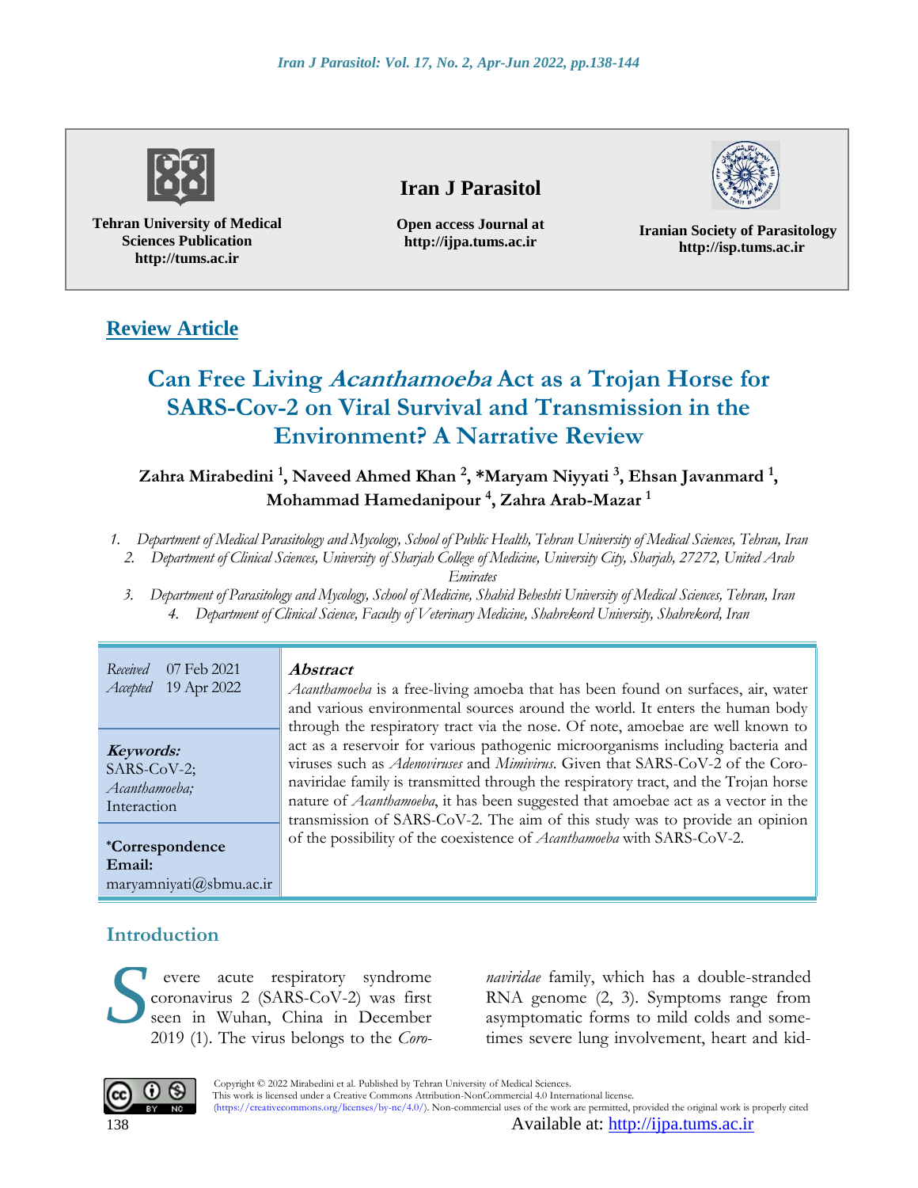Tehran University of Medical Sciences Publication
http://tums.ac.ir

**Iran J Parasitol**

Open access Journal at
http://ijpa.tums.ac.ir

Iranian Society of Parasitology
http://isp.tums.ac.ir

**Review Article**

# Can Free Living *Acanthamoeba* Act as a Trojan Horse for SARS-Cov-2 on Viral Survival and Transmission in the Environment? A Narrative Review

**Zahra Mirabedini [1], Naveed Ahmed Khan [2], *Maryam Niyyati [3], Ehsan Javanmard [1], Mohammad Hamedanipour [4], Zahra Arab-Mazar [1]**

1. *Department of Medical Parasitology and Mycology, School of Public Health, Tehran University of Medical Sciences, Tehran, Iran*
2. *Department of Clinical Sciences, University of Sharjah College of Medicine, University City, Sharjah, 27272, United Arab Emirates*
3. *Department of Parasitology and Mycology, School of Medicine, Shahid Beheshti University of Medical Sciences, Tehran, Iran*
4. *Department of Clinical Science, Faculty of Veterinary Medicine, Shahrekord University, Shahrekord, Iran*

*Received* 07 Feb 2021
*Accepted* 19 Apr 2022

***Keywords:***
SARS-CoV-2;
*Acanthamoeba;*
Interaction

***Correspondence Email:**
maryamniyati@sbmu.ac.ir

***Abstract***

*Acanthamoeba* is a free-living amoeba that has been found on surfaces, air, water and various environmental sources around the world. It enters the human body through the respiratory tract via the nose. Of note, amoebae are well known to act as a reservoir for various pathogenic microorganisms including bacteria and viruses such as *Adenoviruses* and *Mimivirus*. Given that SARS-CoV-2 of the Coronaviridae family is transmitted through the respiratory tract, and the Trojan horse nature of *Acanthamoeba*, it has been suggested that amoebae act as a vector in the transmission of SARS-CoV-2. The aim of this study was to provide an opinion of the possibility of the coexistence of *Acanthamoeba* with SARS-CoV-2.

## Introduction

Severe acute respiratory syndrome coronavirus 2 (SARS-CoV-2) was first seen in Wuhan, China in December 2019 (1). The virus belongs to the *Coronaviridae* family, which has a double-stranded RNA genome (2, 3). Symptoms range from asymptomatic forms to mild colds and sometimes severe lung involvement, heart and kid-

Copyright © 2022 Mirabedini et al. Published by Tehran University of Medical Sciences.
This work is licensed under a Creative Commons Attribution-NonCommercial 4.0 International license.
(https://creativecommons.org/licenses/by-nc/4.0/). Non-commercial uses of the work are permitted, provided the original work is properly cited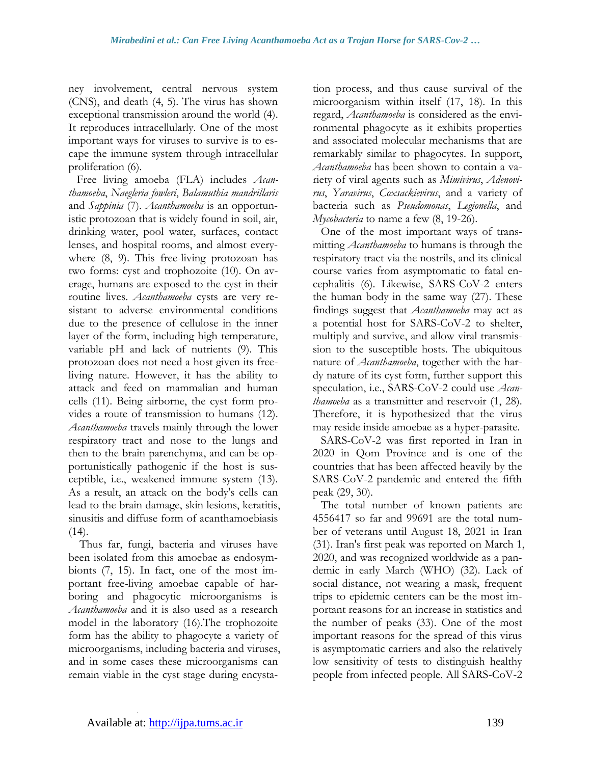ney involvement, central nervous system (CNS), and death (4, 5). The virus has shown exceptional transmission around the world (4). It reproduces intracellularly. One of the most important ways for viruses to survive is to escape the immune system through intracellular proliferation (6).

Free living amoeba (FLA) includes *Acanthamoeba*, *Naegleria fowleri*, *Balamuthia mandrillaris* and *Sappinia* (7). *Acanthamoeba* is an opportunistic protozoan that is widely found in soil, air, drinking water, pool water, surfaces, contact lenses, and hospital rooms, and almost everywhere (8, 9). This free-living protozoan has two forms: cyst and trophozoite (10). On average, humans are exposed to the cyst in their routine lives. *Acanthamoeba* cysts are very resistant to adverse environmental conditions due to the presence of cellulose in the inner layer of the form, including high temperature, variable pH and lack of nutrients (9). This protozoan does not need a host given its free-living nature. However, it has the ability to attack and feed on mammalian and human cells (11). Being airborne, the cyst form provides a route of transmission to humans (12). *Acanthamoeba* travels mainly through the lower respiratory tract and nose to the lungs and then to the brain parenchyma, and can be opportunistically pathogenic if the host is susceptible, i.e., weakened immune system (13). As a result, an attack on the body's cells can lead to the brain damage, skin lesions, keratitis, sinusitis and diffuse form of acanthamoebiasis (14).

Thus far, fungi, bacteria and viruses have been isolated from this amoebae as endosymbionts (7, 15). In fact, one of the most important free-living amoebae capable of harboring and phagocytic microorganisms is *Acanthamoeba* and it is also used as a research model in the laboratory (16).The trophozoite form has the ability to phagocyte a variety of microorganisms, including bacteria and viruses, and in some cases these microorganisms can remain viable in the cyst stage during encystation process, and thus cause survival of the microorganism within itself (17, 18). In this regard, *Acanthamoeba* is considered as the environmental phagocyte as it exhibits properties and associated molecular mechanisms that are remarkably similar to phagocytes. In support, *Acanthamoeba* has been shown to contain a variety of viral agents such as *Mimivirus*, *Adenovirus*, *Yaravirus*, *Coxsackievirus*, and a variety of bacteria such as *Pseudomonas*, *Legionella*, and *Mycobacteria* to name a few (8, 19-26).

One of the most important ways of transmitting *Acanthamoeba* to humans is through the respiratory tract via the nostrils, and its clinical course varies from asymptomatic to fatal encephalitis (6). Likewise, SARS-CoV-2 enters the human body in the same way (27). These findings suggest that *Acanthamoeba* may act as a potential host for SARS-CoV-2 to shelter, multiply and survive, and allow viral transmission to the susceptible hosts. The ubiquitous nature of *Acanthamoeba*, together with the hardy nature of its cyst form, further support this speculation, i.e., SARS-CoV-2 could use *Acanthamoeba* as a transmitter and reservoir (1, 28). Therefore, it is hypothesized that the virus may reside inside amoebae as a hyper-parasite.

SARS-CoV-2 was first reported in Iran in 2020 in Qom Province and is one of the countries that has been affected heavily by the SARS-CoV-2 pandemic and entered the fifth peak (29, 30).

The total number of known patients are 4556417 so far and 99691 are the total number of veterans until August 18, 2021 in Iran (31). Iran's first peak was reported on March 1, 2020, and was recognized worldwide as a pandemic in early March (WHO) (32). Lack of social distance, not wearing a mask, frequent trips to epidemic centers can be the most important reasons for an increase in statistics and the number of peaks (33). One of the most important reasons for the spread of this virus is asymptomatic carriers and also the relatively low sensitivity of tests to distinguish healthy people from infected people. All SARS-CoV-2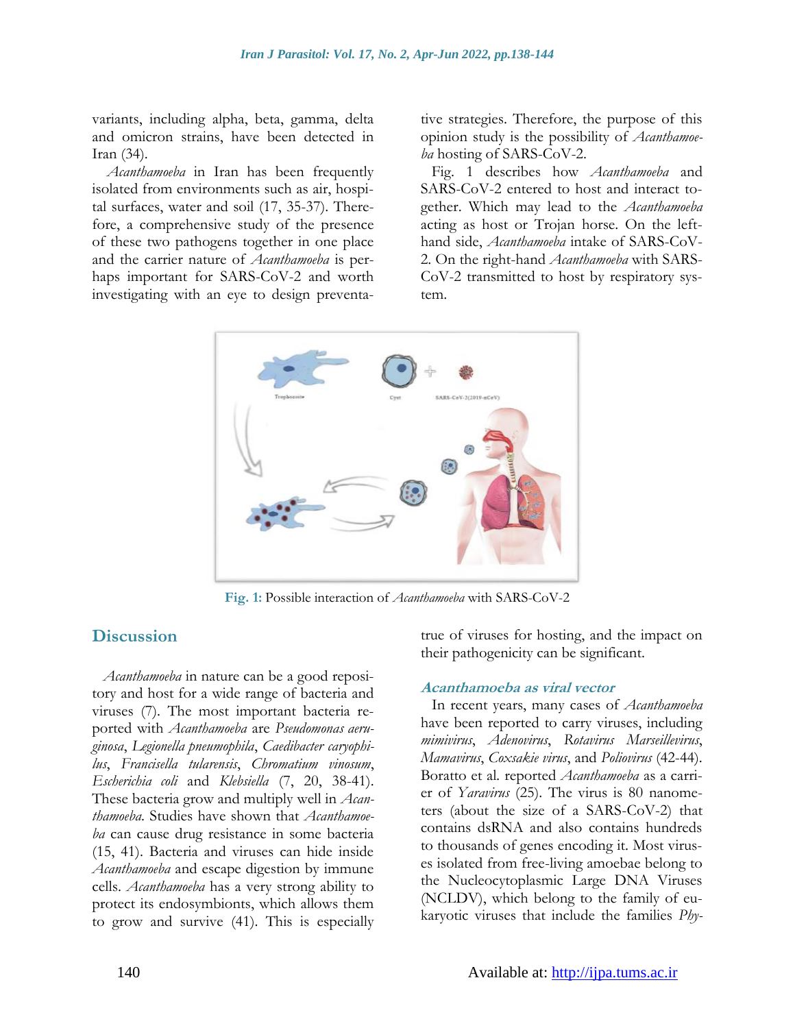variants, including alpha, beta, gamma, delta and omicron strains, have been detected in Iran (34).

*Acanthamoeba* in Iran has been frequently isolated from environments such as air, hospital surfaces, water and soil (17, 35-37). Therefore, a comprehensive study of the presence of these two pathogens together in one place and the carrier nature of *Acanthamoeba* is perhaps important for SARS-CoV-2 and worth investigating with an eye to design preventative strategies. Therefore, the purpose of this opinion study is the possibility of *Acanthamoeba* hosting of SARS-CoV-2.

Fig. 1 describes how *Acanthamoeba* and SARS-CoV-2 entered to host and interact together. Which may lead to the *Acanthamoeba* acting as host or Trojan horse. On the left-hand side, *Acanthamoeba* intake of SARS-CoV-2. On the right-hand *Acanthamoeba* with SARS-CoV-2 transmitted to host by respiratory system.

**Fig. 1:** Possible interaction of *Acanthamoeba* with SARS-CoV-2

## Discussion

*Acanthamoeba* in nature can be a good repository and host for a wide range of bacteria and viruses (7). The most important bacteria reported with *Acanthamoeba* are *Pseudomonas aeruginosa*, *Legionella pneumophila*, *Caedibacter caryophilus*, *Francisella tularensis*, *Chromatium vinosum*, *Escherichia coli* and *Klebsiella* (7, 20, 38-41). These bacteria grow and multiply well in *Acanthamoeba*. Studies have shown that *Acanthamoeba* can cause drug resistance in some bacteria (15, 41). Bacteria and viruses can hide inside *Acanthamoeba* and escape digestion by immune cells. *Acanthamoeba* has a very strong ability to protect its endosymbionts, which allows them to grow and survive (41). This is especially true of viruses for hosting, and the impact on their pathogenicity can be significant.

### *Acanthamoeba as viral vector*

In recent years, many cases of *Acanthamoeba* have been reported to carry viruses, including *mimivirus*, *Adenovirus*, *Rotavirus Marseillevirus*, *Mamavirus*, *Coxsakie virus*, and *Poliovirus* (42-44). Boratto et al. reported *Acanthamoeba* as a carrier of *Yaravirus* (25). The virus is 80 nanometers (about the size of a SARS-CoV-2) that contains dsRNA and also contains hundreds to thousands of genes encoding it. Most viruses isolated from free-living amoebae belong to the Nucleocytoplasmic Large DNA Viruses (NCLDV), which belong to the family of eukaryotic viruses that include the families *Phy-*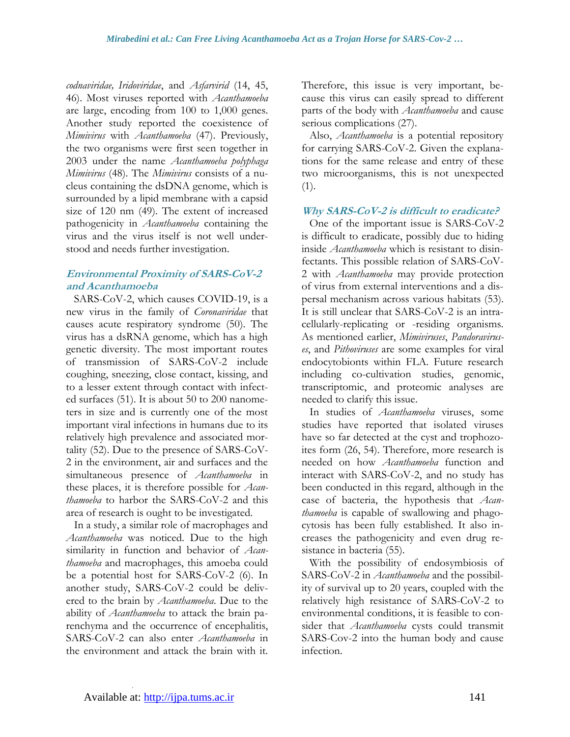*codnaviridae, Iridoviridae*, and *Asfarvirid* (14, 45, 46). Most viruses reported with *Acanthamoeba* are large, encoding from 100 to 1,000 genes. Another study reported the coexistence of *Mimivirus* with *Acanthamoeba* (47). Previously, the two organisms were first seen together in 2003 under the name *Acanthamoeba polyphaga Mimivirus* (48). The *Mimivirus* consists of a nucleus containing the dsDNA genome, which is surrounded by a lipid membrane with a capsid size of 120 nm (49). The extent of increased pathogenicity in *Acanthamoeba* containing the virus and the virus itself is not well understood and needs further investigation.

## Environmental Proximity of SARS-CoV-2 and Acanthamoeba

SARS-CoV-2, which causes COVID-19, is a new virus in the family of *Coronaviridae* that causes acute respiratory syndrome (50). The virus has a dsRNA genome, which has a high genetic diversity. The most important routes of transmission of SARS-CoV-2 include coughing, sneezing, close contact, kissing, and to a lesser extent through contact with infected surfaces (51). It is about 50 to 200 nanometers in size and is currently one of the most important viral infections in humans due to its relatively high prevalence and associated mortality (52). Due to the presence of SARS-CoV-2 in the environment, air and surfaces and the simultaneous presence of *Acanthamoeba* in these places, it is therefore possible for *Acanthamoeba* to harbor the SARS-CoV-2 and this area of research is ought to be investigated.

In a study, a similar role of macrophages and *Acanthamoeba* was noticed. Due to the high similarity in function and behavior of *Acanthamoeba* and macrophages, this amoeba could be a potential host for SARS-CoV-2 (6). In another study, SARS-CoV-2 could be delivered to the brain by *Acanthamoeba*. Due to the ability of *Acanthamoeba* to attack the brain parenchyma and the occurrence of encephalitis, SARS-CoV-2 can also enter *Acanthamoeba* in the environment and attack the brain with it. Therefore, this issue is very important, because this virus can easily spread to different parts of the body with *Acanthamoeba* and cause serious complications (27).

Also, *Acanthamoeba* is a potential repository for carrying SARS-CoV-2. Given the explanations for the same release and entry of these two microorganisms, this is not unexpected (1).

## Why SARS-CoV-2 is difficult to eradicate?

One of the important issue is SARS-CoV-2 is difficult to eradicate, possibly due to hiding inside *Acanthamoeba* which is resistant to disinfectants. This possible relation of SARS-CoV-2 with *Acanthamoeba* may provide protection of virus from external interventions and a dispersal mechanism across various habitats (53). It is still unclear that SARS-CoV-2 is an intracellularly-replicating or -residing organisms. As mentioned earlier, *Mimiviruses*, *Pandoraviruses*, and *Pithoviruses* are some examples for viral endocytobionts within FLA. Future research including co-cultivation studies, genomic, transcriptomic, and proteomic analyses are needed to clarify this issue.

In studies of *Acanthamoeba* viruses, some studies have reported that isolated viruses have so far detected at the cyst and trophozoites form (26, 54). Therefore, more research is needed on how *Acanthamoeba* function and interact with SARS-CoV-2, and no study has been conducted in this regard, although in the case of bacteria, the hypothesis that *Acanthamoeba* is capable of swallowing and phagocytosis has been fully established. It also increases the pathogenicity and even drug resistance in bacteria (55).

With the possibility of endosymbiosis of SARS-CoV-2 in *Acanthamoeba* and the possibility of survival up to 20 years, coupled with the relatively high resistance of SARS-CoV-2 to environmental conditions, it is feasible to consider that *Acanthamoeba* cysts could transmit SARS-Cov-2 into the human body and cause infection.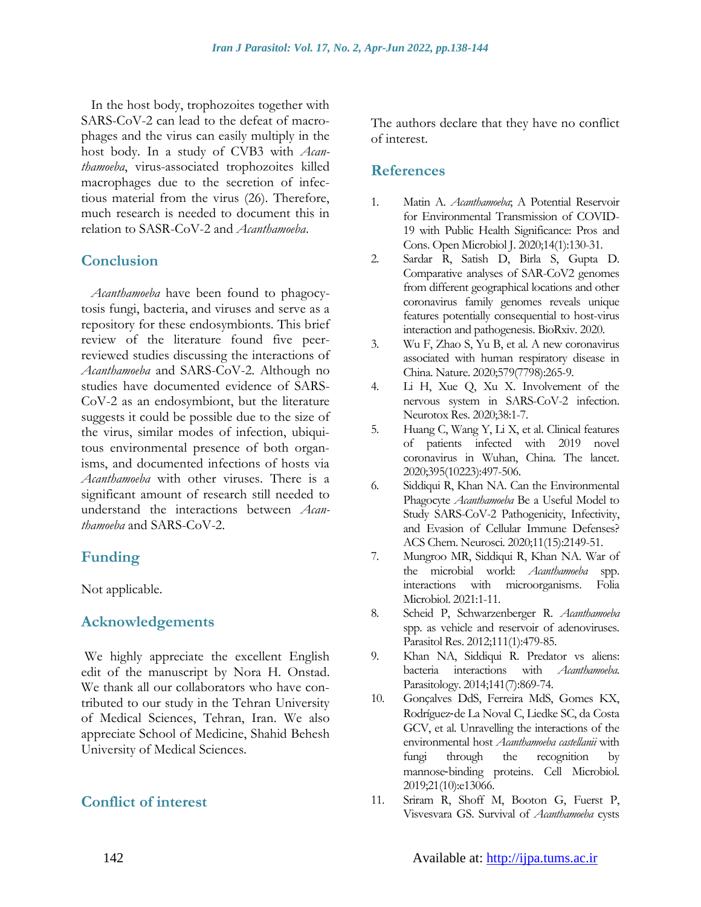In the host body, trophozoites together with SARS-CoV-2 can lead to the defeat of macrophages and the virus can easily multiply in the host body. In a study of CVB3 with *Acanthamoeba*, virus-associated trophozoites killed macrophages due to the secretion of infectious material from the virus (26). Therefore, much research is needed to document this in relation to SASR-CoV-2 and *Acanthamoeba*.

## Conclusion

*Acanthamoeba* have been found to phagocytosis fungi, bacteria, and viruses and serve as a repository for these endosymbionts. This brief review of the literature found five peer-reviewed studies discussing the interactions of *Acanthamoeba* and SARS-CoV-2. Although no studies have documented evidence of SARS-CoV-2 as an endosymbiont, but the literature suggests it could be possible due to the size of the virus, similar modes of infection, ubiquitous environmental presence of both organisms, and documented infections of hosts via *Acanthamoeba* with other viruses. There is a significant amount of research still needed to understand the interactions between *Acanthamoeba* and SARS-CoV-2.

## Funding

Not applicable.

## Acknowledgements

We highly appreciate the excellent English edit of the manuscript by Nora H. Onstad. We thank all our collaborators who have contributed to our study in the Tehran University of Medical Sciences, Tehran, Iran. We also appreciate School of Medicine, Shahid Behesh University of Medical Sciences.

## Conflict of interest

The authors declare that they have no conflict of interest.

## References

1. Matin A. *Acanthamoeba*; A Potential Reservoir for Environmental Transmission of COVID-19 with Public Health Significance: Pros and Cons. Open Microbiol J. 2020;14(1):130-31.
2. Sardar R, Satish D, Birla S, Gupta D. Comparative analyses of SAR-CoV2 genomes from different geographical locations and other coronavirus family genomes reveals unique features potentially consequential to host-virus interaction and pathogenesis. BioRxiv. 2020.
3. Wu F, Zhao S, Yu B, et al. A new coronavirus associated with human respiratory disease in China. Nature. 2020;579(7798):265-9.
4. Li H, Xue Q, Xu X. Involvement of the nervous system in SARS-CoV-2 infection. Neurotox Res. 2020;38:1-7.
5. Huang C, Wang Y, Li X, et al. Clinical features of patients infected with 2019 novel coronavirus in Wuhan, China. The lancet. 2020;395(10223):497-506.
6. Siddiqui R, Khan NA. Can the Environmental Phagocyte *Acanthamoeba* Be a Useful Model to Study SARS-CoV-2 Pathogenicity, Infectivity, and Evasion of Cellular Immune Defenses? ACS Chem. Neurosci. 2020;11(15):2149-51.
7. Mungroo MR, Siddiqui R, Khan NA. War of the microbial world: *Acanthamoeba* spp. interactions with microorganisms. Folia Microbiol. 2021:1-11.
8. Scheid P, Schwarzenberger R. *Acanthamoeba* spp. as vehicle and reservoir of adenoviruses. Parasitol Res. 2012;111(1):479-85.
9. Khan NA, Siddiqui R. Predator vs aliens: bacteria interactions with *Acanthamoeba*. Parasitology. 2014;141(7):869-74.
10. Gonçalves DdS, Ferreira MdS, Gomes KX, Rodríguez-de La Noval C, Liedke SC, da Costa GCV, et al. Unravelling the interactions of the environmental host *Acanthamoeba castellanii* with fungi through the recognition by mannose-binding proteins. Cell Microbiol. 2019;21(10):e13066.
11. Sriram R, Shoff M, Booton G, Fuerst P, Visvesvara GS. Survival of *Acanthamoeba* cysts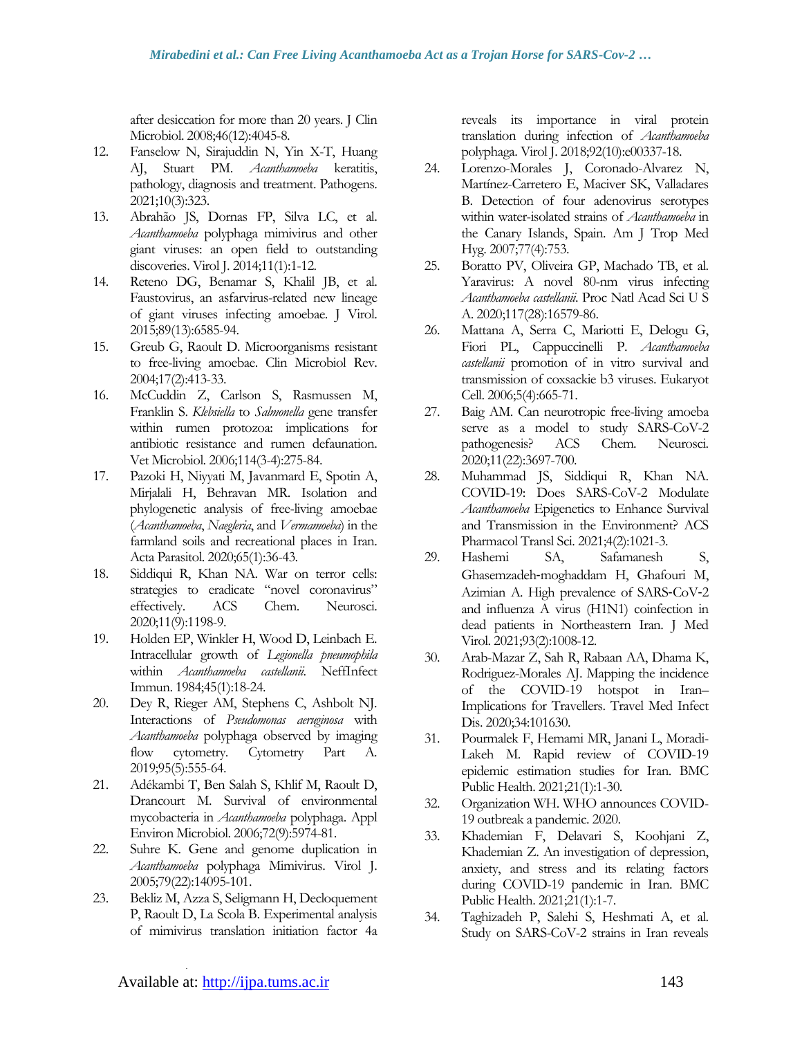after desiccation for more than 20 years. J Clin Microbiol. 2008;46(12):4045-8.

12. Fanselow N, Sirajuddin N, Yin X-T, Huang AJ, Stuart PM. *Acanthamoeba* keratitis, pathology, diagnosis and treatment. Pathogens. 2021;10(3):323.
13. Abrahão JS, Dornas FP, Silva LC, et al. *Acanthamoeba* polyphaga mimivirus and other giant viruses: an open field to outstanding discoveries. Virol J. 2014;11(1):1-12.
14. Reteno DG, Benamar S, Khalil JB, et al. Faustovirus, an asfarvirus-related new lineage of giant viruses infecting amoebae. J Virol. 2015;89(13):6585-94.
15. Greub G, Raoult D. Microorganisms resistant to free-living amoebae. Clin Microbiol Rev. 2004;17(2):413-33.
16. McCuddin Z, Carlson S, Rasmussen M, Franklin S. *Klebsiella* to *Salmonella* gene transfer within rumen protozoa: implications for antibiotic resistance and rumen defaunation. Vet Microbiol. 2006;114(3-4):275-84.
17. Pazoki H, Niyyati M, Javanmard E, Spotin A, Mirjalali H, Behravan MR. Isolation and phylogenetic analysis of free-living amoebae (*Acanthamoeba*, *Naegleria*, and *Vermamoeba*) in the farmland soils and recreational places in Iran. Acta Parasitol. 2020;65(1):36-43.
18. Siddiqui R, Khan NA. War on terror cells: strategies to eradicate "novel coronavirus" effectively. ACS Chem. Neurosci. 2020;11(9):1198-9.
19. Holden EP, Winkler H, Wood D, Leinbach E. Intracellular growth of *Legionella pneumophila* within *Acanthamoeba castellanii*. NeffInfect Immun. 1984;45(1):18-24.
20. Dey R, Rieger AM, Stephens C, Ashbolt NJ. Interactions of *Pseudomonas aeruginosa* with *Acanthamoeba* polyphaga observed by imaging flow cytometry. Cytometry Part A. 2019;95(5):555-64.
21. Adékambi T, Ben Salah S, Khlif M, Raoult D, Drancourt M. Survival of environmental mycobacteria in *Acanthamoeba* polyphaga. Appl Environ Microbiol. 2006;72(9):5974-81.
22. Suhre K. Gene and genome duplication in *Acanthamoeba* polyphaga Mimivirus. Virol J. 2005;79(22):14095-101.
23. Bekliz M, Azza S, Seligmann H, Decloquement P, Raoult D, La Scola B. Experimental analysis of mimivirus translation initiation factor 4a reveals its importance in viral protein translation during infection of *Acanthamoeba* polyphaga. Virol J. 2018;92(10):e00337-18.
24. Lorenzo-Morales J, Coronado-Alvarez N, Martínez-Carretero E, Maciver SK, Valladares B. Detection of four adenovirus serotypes within water-isolated strains of *Acanthamoeba* in the Canary Islands, Spain. Am J Trop Med Hyg. 2007;77(4):753.
25. Boratto PV, Oliveira GP, Machado TB, et al. Yaravirus: A novel 80-nm virus infecting *Acanthamoeba castellanii*. Proc Natl Acad Sci U S A. 2020;117(28):16579-86.
26. Mattana A, Serra C, Mariotti E, Delogu G, Fiori PL, Cappuccinelli P. *Acanthamoeba castellanii* promotion of in vitro survival and transmission of coxsackie b3 viruses. Eukaryot Cell. 2006;5(4):665-71.
27. Baig AM. Can neurotropic free-living amoeba serve as a model to study SARS-CoV-2 pathogenesis? ACS Chem. Neurosci. 2020;11(22):3697-700.
28. Muhammad JS, Siddiqui R, Khan NA. COVID-19: Does SARS-CoV-2 Modulate *Acanthamoeba* Epigenetics to Enhance Survival and Transmission in the Environment? ACS Pharmacol Transl Sci. 2021;4(2):1021-3.
29. Hashemi SA, Safamanesh S, Ghasemzadeh-moghaddam H, Ghafouri M, Azimian A. High prevalence of SARS-CoV-2 and influenza A virus (H1N1) coinfection in dead patients in Northeastern Iran. J Med Virol. 2021;93(2):1008-12.
30. Arab-Mazar Z, Sah R, Rabaan AA, Dhama K, Rodriguez-Morales AJ. Mapping the incidence of the COVID-19 hotspot in Iran–Implications for Travellers. Travel Med Infect Dis. 2020;34:101630.
31. Pourmalek F, Hemami MR, Janani L, Moradi-Lakeh M. Rapid review of COVID-19 epidemic estimation studies for Iran. BMC Public Health. 2021;21(1):1-30.
32. Organization WH. WHO announces COVID-19 outbreak a pandemic. 2020.
33. Khademian F, Delavari S, Koohjani Z, Khademian Z. An investigation of depression, anxiety, and stress and its relating factors during COVID-19 pandemic in Iran. BMC Public Health. 2021;21(1):1-7.
34. Taghizadeh P, Salehi S, Heshmati A, et al. Study on SARS-CoV-2 strains in Iran reveals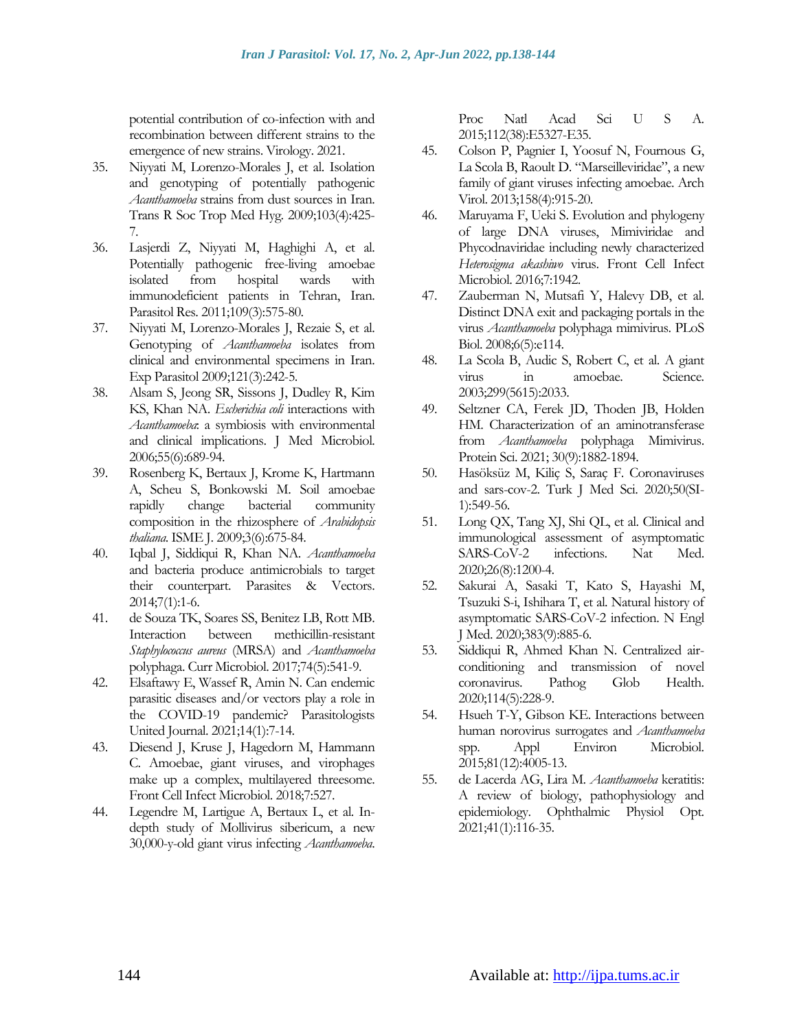potential contribution of co-infection with and recombination between different strains to the emergence of new strains. Virology. 2021.

35. Niyyati M, Lorenzo-Morales J, et al. Isolation and genotyping of potentially pathogenic *Acanthamoeba* strains from dust sources in Iran. Trans R Soc Trop Med Hyg. 2009;103(4):425-7.
36. Lasjerdi Z, Niyyati M, Haghighi A, et al. Potentially pathogenic free-living amoebae isolated from hospital wards with immunodeficient patients in Tehran, Iran. Parasitol Res. 2011;109(3):575-80.
37. Niyyati M, Lorenzo-Morales J, Rezaie S, et al. Genotyping of *Acanthamoeba* isolates from clinical and environmental specimens in Iran. Exp Parasitol 2009;121(3):242-5.
38. Alsam S, Jeong SR, Sissons J, Dudley R, Kim KS, Khan NA. *Escherichia coli* interactions with *Acanthamoeba*: a symbiosis with environmental and clinical implications. J Med Microbiol. 2006;55(6):689-94.
39. Rosenberg K, Bertaux J, Krome K, Hartmann A, Scheu S, Bonkowski M. Soil amoebae rapidly change bacterial community composition in the rhizosphere of *Arabidopsis thaliana*. ISME J. 2009;3(6):675-84.
40. Iqbal J, Siddiqui R, Khan NA. *Acanthamoeba* and bacteria produce antimicrobials to target their counterpart. Parasites & Vectors. 2014;7(1):1-6.
41. de Souza TK, Soares SS, Benitez LB, Rott MB. Interaction between methicillin-resistant *Staphylococcus aureus* (MRSA) and *Acanthamoeba* polyphaga. Curr Microbiol. 2017;74(5):541-9.
42. Elsaftawy E, Wassef R, Amin N. Can endemic parasitic diseases and/or vectors play a role in the COVID-19 pandemic? Parasitologists United Journal. 2021;14(1):7-14.
43. Diesend J, Kruse J, Hagedorn M, Hammann C. Amoebae, giant viruses, and virophages make up a complex, multilayered threesome. Front Cell Infect Microbiol. 2018;7:527.
44. Legendre M, Lartigue A, Bertaux L, et al. In-depth study of Mollivirus sibericum, a new 30,000-y-old giant virus infecting *Acanthamoeba*. Proc Natl Acad Sci U S A. 2015;112(38):E5327-E35.
45. Colson P, Pagnier I, Yoosuf N, Fournous G, La Scola B, Raoult D. "Marseilleviridae", a new family of giant viruses infecting amoebae. Arch Virol. 2013;158(4):915-20.
46. Maruyama F, Ueki S. Evolution and phylogeny of large DNA viruses, Mimiviridae and Phycodnaviridae including newly characterized *Heterosigma akashiwo* virus. Front Cell Infect Microbiol. 2016;7:1942.
47. Zauberman N, Mutsafi Y, Halevy DB, et al. Distinct DNA exit and packaging portals in the virus *Acanthamoeba* polyphaga mimivirus. PLoS Biol. 2008;6(5):e114.
48. La Scola B, Audic S, Robert C, et al. A giant virus in amoebae. Science. 2003;299(5615):2033.
49. Seltzner CA, Ferek JD, Thoden JB, Holden HM. Characterization of an aminotransferase from *Acanthamoeba* polyphaga Mimivirus. Protein Sci. 2021; 30(9):1882-1894.
50. Hasöksüz M, Kiliç S, Saraç F. Coronaviruses and sars-cov-2. Turk J Med Sci. 2020;50(SI-1):549-56.
51. Long QX, Tang XJ, Shi QL, et al. Clinical and immunological assessment of asymptomatic SARS-CoV-2 infections. Nat Med. 2020;26(8):1200-4.
52. Sakurai A, Sasaki T, Kato S, Hayashi M, Tsuzuki S-i, Ishihara T, et al. Natural history of asymptomatic SARS-CoV-2 infection. N Engl J Med. 2020;383(9):885-6.
53. Siddiqui R, Ahmed Khan N. Centralized air-conditioning and transmission of novel coronavirus. Pathog Glob Health. 2020;114(5):228-9.
54. Hsueh T-Y, Gibson KE. Interactions between human norovirus surrogates and *Acanthamoeba* spp. Appl Environ Microbiol. 2015;81(12):4005-13.
55. de Lacerda AG, Lira M. *Acanthamoeba* keratitis: A review of biology, pathophysiology and epidemiology. Ophthalmic Physiol Opt. 2021;41(1):116-35.